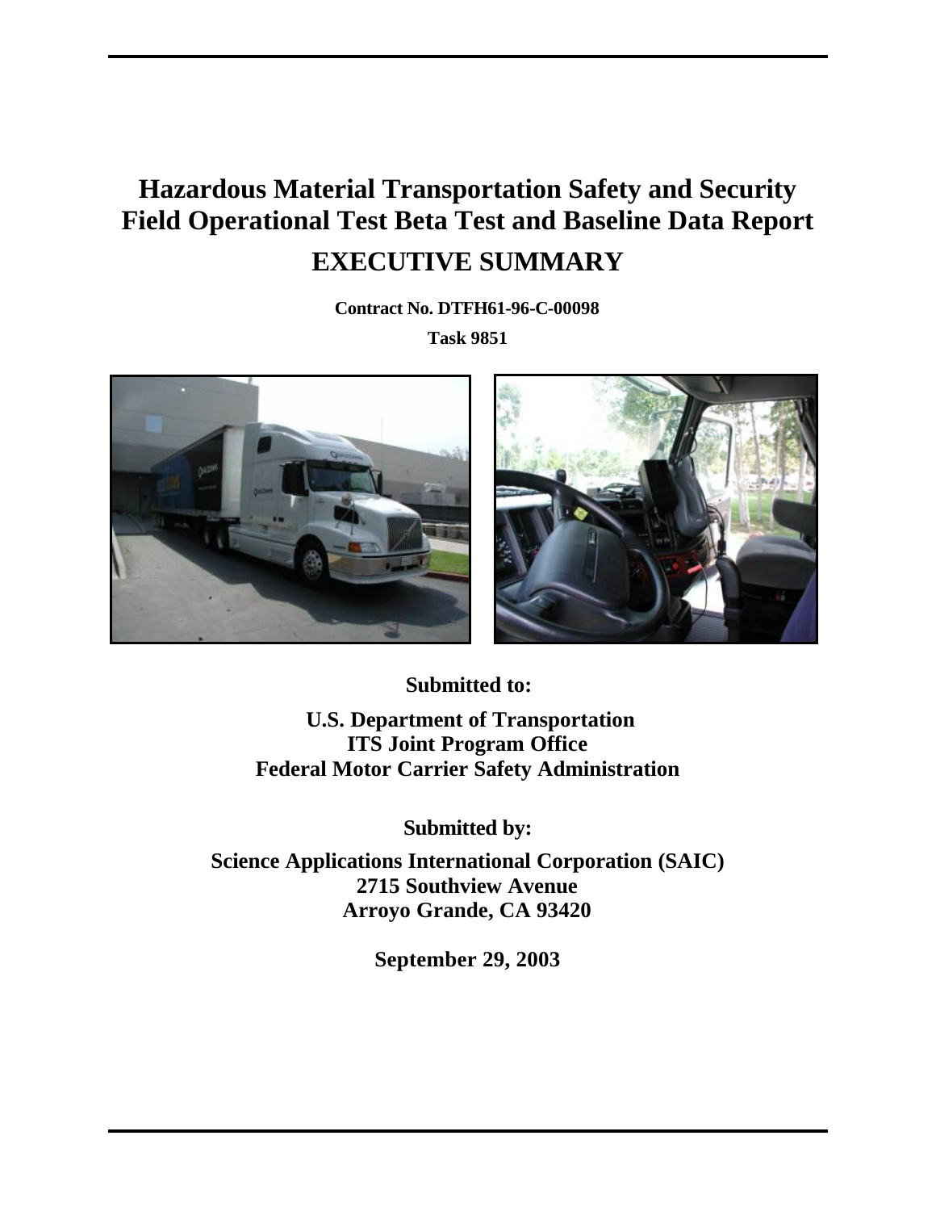# Hazardous Material Transportation Safety and Security Field Operational Test Beta Test and Baseline Data Report

## EXECUTIVE SUMMARY

**Contract No. DTFH61-96-C-00098**

**Task 9851**

**Submitted to:**

**U.S. Department of Transportation**
**ITS Joint Program Office**
**Federal Motor Carrier Safety Administration**

**Submitted by:**

**Science Applications International Corporation (SAIC)**
**2715 Southview Avenue**
**Arroyo Grande, CA 93420**

**September 29, 2003**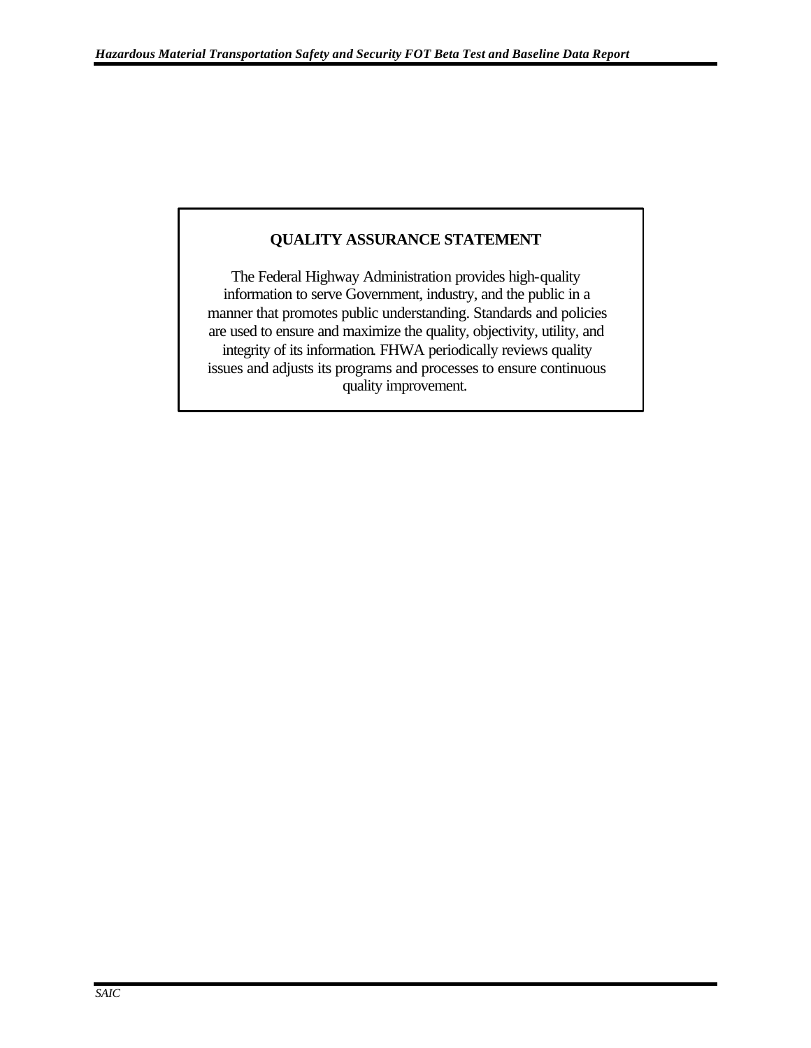## QUALITY ASSURANCE STATEMENT

The Federal Highway Administration provides high-quality information to serve Government, industry, and the public in a manner that promotes public understanding. Standards and policies are used to ensure and maximize the quality, objectivity, utility, and integrity of its information. FHWA periodically reviews quality issues and adjusts its programs and processes to ensure continuous quality improvement.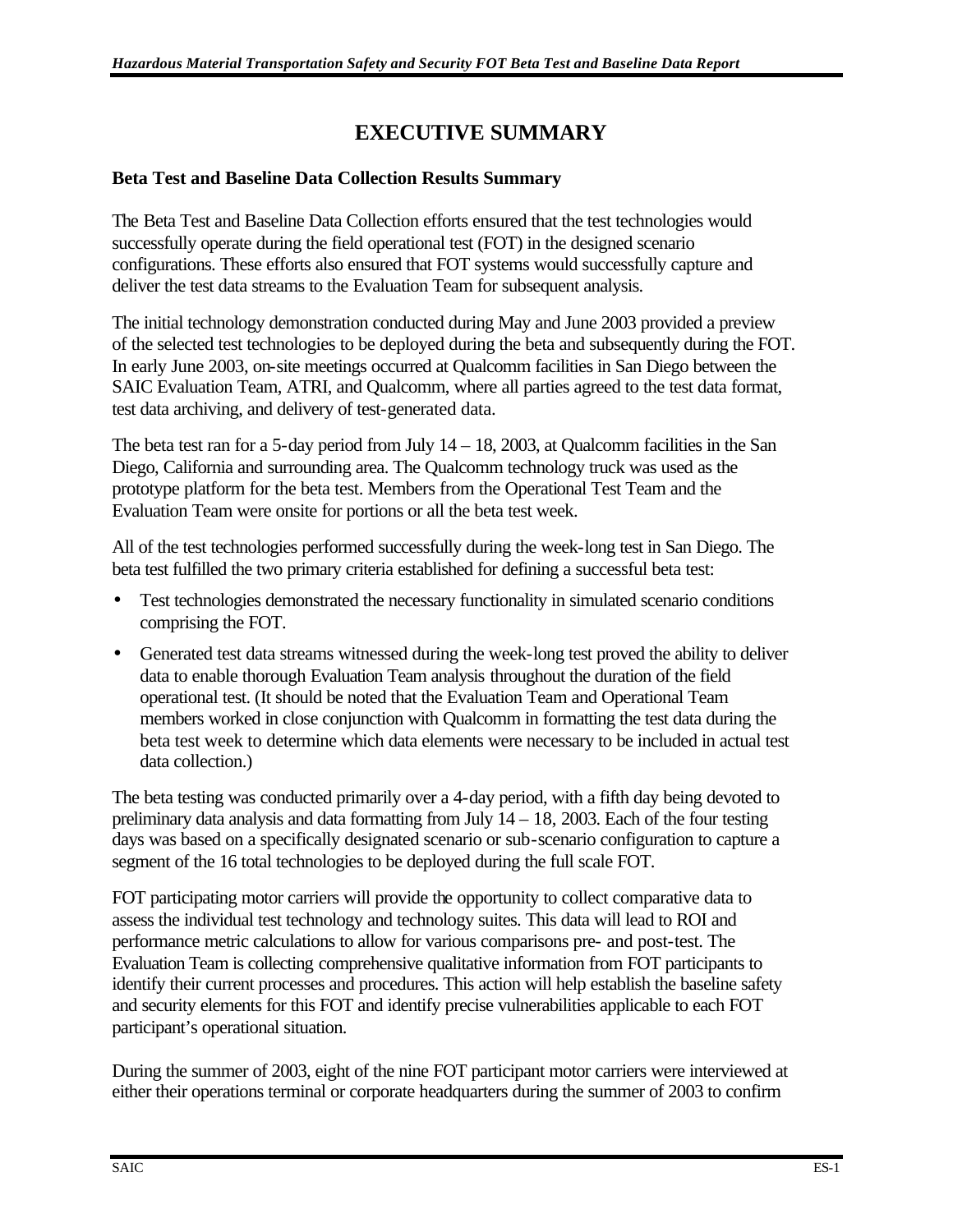# EXECUTIVE SUMMARY

**Beta Test and Baseline Data Collection Results Summary**

The Beta Test and Baseline Data Collection efforts ensured that the test technologies would successfully operate during the field operational test (FOT) in the designed scenario configurations. These efforts also ensured that FOT systems would successfully capture and deliver the test data streams to the Evaluation Team for subsequent analysis.

The initial technology demonstration conducted during May and June 2003 provided a preview of the selected test technologies to be deployed during the beta and subsequently during the FOT. In early June 2003, on-site meetings occurred at Qualcomm facilities in San Diego between the SAIC Evaluation Team, ATRI, and Qualcomm, where all parties agreed to the test data format, test data archiving, and delivery of test-generated data.

The beta test ran for a 5-day period from July 14 – 18, 2003, at Qualcomm facilities in the San Diego, California and surrounding area. The Qualcomm technology truck was used as the prototype platform for the beta test. Members from the Operational Test Team and the Evaluation Team were onsite for portions or all the beta test week.

All of the test technologies performed successfully during the week-long test in San Diego. The beta test fulfilled the two primary criteria established for defining a successful beta test:

- Test technologies demonstrated the necessary functionality in simulated scenario conditions comprising the FOT.
- Generated test data streams witnessed during the week-long test proved the ability to deliver data to enable thorough Evaluation Team analysis throughout the duration of the field operational test. (It should be noted that the Evaluation Team and Operational Team members worked in close conjunction with Qualcomm in formatting the test data during the beta test week to determine which data elements were necessary to be included in actual test data collection.)

The beta testing was conducted primarily over a 4-day period, with a fifth day being devoted to preliminary data analysis and data formatting from July 14 – 18, 2003. Each of the four testing days was based on a specifically designated scenario or sub-scenario configuration to capture a segment of the 16 total technologies to be deployed during the full scale FOT.

FOT participating motor carriers will provide the opportunity to collect comparative data to assess the individual test technology and technology suites. This data will lead to ROI and performance metric calculations to allow for various comparisons pre- and post-test. The Evaluation Team is collecting comprehensive qualitative information from FOT participants to identify their current processes and procedures. This action will help establish the baseline safety and security elements for this FOT and identify precise vulnerabilities applicable to each FOT participant's operational situation.

During the summer of 2003, eight of the nine FOT participant motor carriers were interviewed at either their operations terminal or corporate headquarters during the summer of 2003 to confirm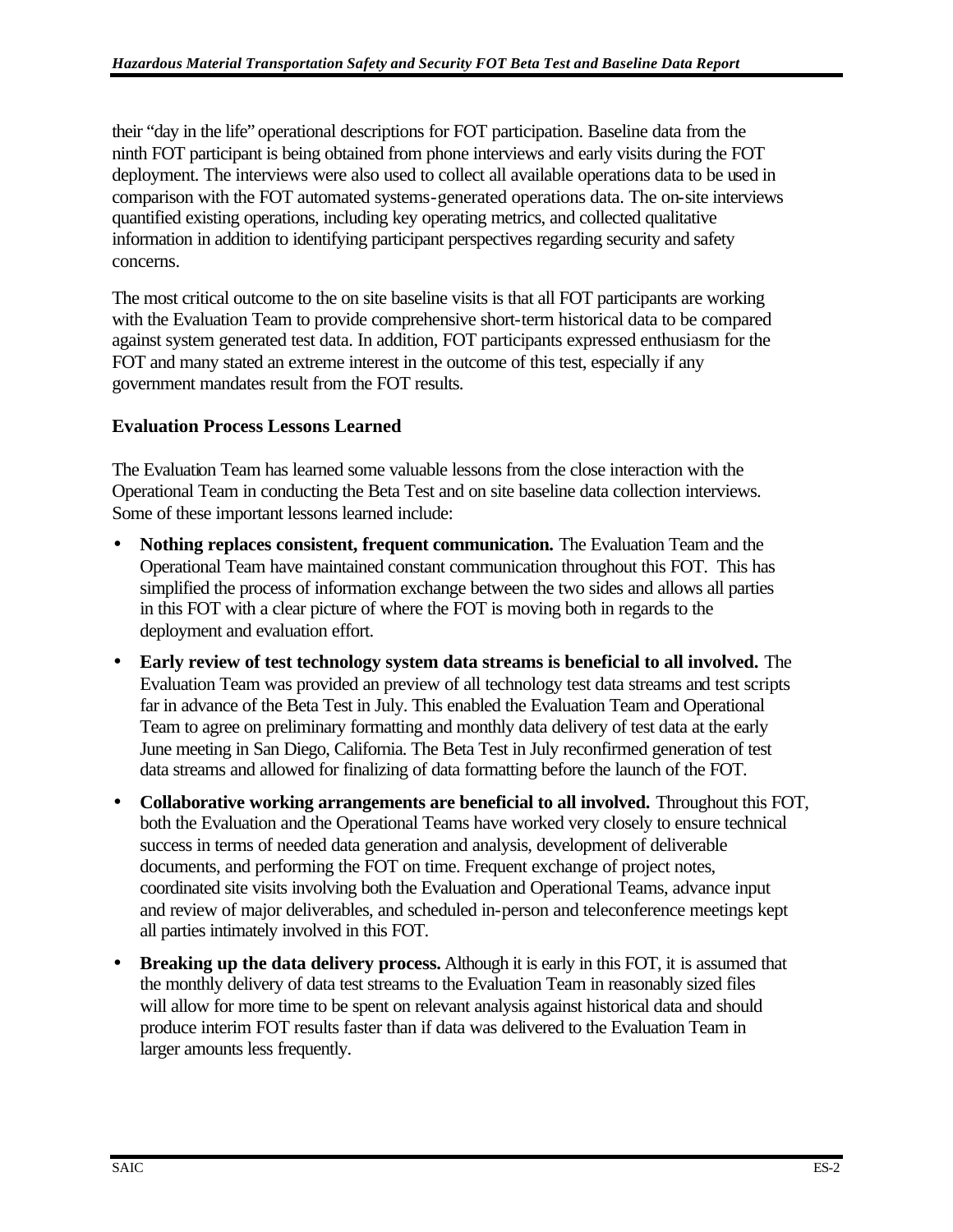their "day in the life" operational descriptions for FOT participation. Baseline data from the ninth FOT participant is being obtained from phone interviews and early visits during the FOT deployment. The interviews were also used to collect all available operations data to be used in comparison with the FOT automated systems-generated operations data. The on-site interviews quantified existing operations, including key operating metrics, and collected qualitative information in addition to identifying participant perspectives regarding security and safety concerns.

The most critical outcome to the on site baseline visits is that all FOT participants are working with the Evaluation Team to provide comprehensive short-term historical data to be compared against system generated test data. In addition, FOT participants expressed enthusiasm for the FOT and many stated an extreme interest in the outcome of this test, especially if any government mandates result from the FOT results.

### Evaluation Process Lessons Learned

The Evaluation Team has learned some valuable lessons from the close interaction with the Operational Team in conducting the Beta Test and on site baseline data collection interviews. Some of these important lessons learned include:

- **Nothing replaces consistent, frequent communication.** The Evaluation Team and the Operational Team have maintained constant communication throughout this FOT. This has simplified the process of information exchange between the two sides and allows all parties in this FOT with a clear picture of where the FOT is moving both in regards to the deployment and evaluation effort.
- **Early review of test technology system data streams is beneficial to all involved.** The Evaluation Team was provided an preview of all technology test data streams and test scripts far in advance of the Beta Test in July. This enabled the Evaluation Team and Operational Team to agree on preliminary formatting and monthly data delivery of test data at the early June meeting in San Diego, California. The Beta Test in July reconfirmed generation of test data streams and allowed for finalizing of data formatting before the launch of the FOT.
- **Collaborative working arrangements are beneficial to all involved.** Throughout this FOT, both the Evaluation and the Operational Teams have worked very closely to ensure technical success in terms of needed data generation and analysis, development of deliverable documents, and performing the FOT on time. Frequent exchange of project notes, coordinated site visits involving both the Evaluation and Operational Teams, advance input and review of major deliverables, and scheduled in-person and teleconference meetings kept all parties intimately involved in this FOT.
- **Breaking up the data delivery process.** Although it is early in this FOT, it is assumed that the monthly delivery of data test streams to the Evaluation Team in reasonably sized files will allow for more time to be spent on relevant analysis against historical data and should produce interim FOT results faster than if data was delivered to the Evaluation Team in larger amounts less frequently.